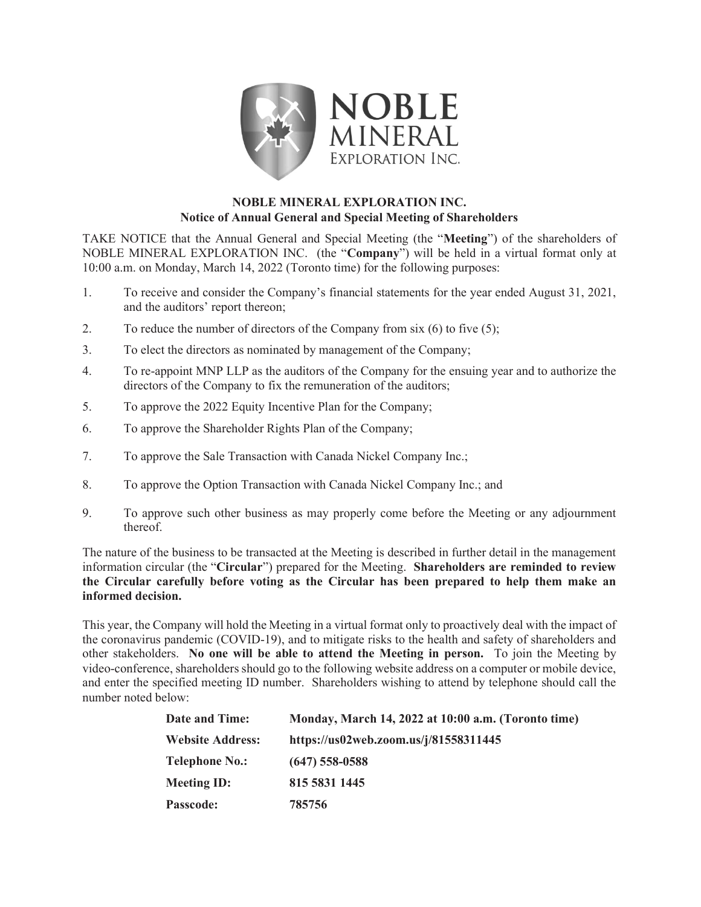# NOBLE MINERAL EXPLORATION INC.

## Notice of Annual General and Special Meeting of Shareholders

TAKE NOTICE that the Annual General and Special Meeting (the "**Meeting**") of the shareholders of NOBLE MINERAL EXPLORATION INC. (the "**Company**") will be held in a virtual format only at 10:00 a.m. on Monday, March 14, 2022 (Toronto time) for the following purposes:

1. To receive and consider the Company's financial statements for the year ended August 31, 2021, and the auditors' report thereon;
2. To reduce the number of directors of the Company from six (6) to five (5);
3. To elect the directors as nominated by management of the Company;
4. To re-appoint MNP LLP as the auditors of the Company for the ensuing year and to authorize the directors of the Company to fix the remuneration of the auditors;
5. To approve the 2022 Equity Incentive Plan for the Company;
6. To approve the Shareholder Rights Plan of the Company;
7. To approve the Sale Transaction with Canada Nickel Company Inc.;
8. To approve the Option Transaction with Canada Nickel Company Inc.; and
9. To approve such other business as may properly come before the Meeting or any adjournment thereof.

The nature of the business to be transacted at the Meeting is described in further detail in the management information circular (the "**Circular**") prepared for the Meeting. **Shareholders are reminded to review the Circular carefully before voting as the Circular has been prepared to help them make an informed decision.**

This year, the Company will hold the Meeting in a virtual format only to proactively deal with the impact of the coronavirus pandemic (COVID-19), and to mitigate risks to the health and safety of shareholders and other stakeholders. **No one will be able to attend the Meeting in person.** To join the Meeting by video-conference, shareholders should go to the following website address on a computer or mobile device, and enter the specified meeting ID number. Shareholders wishing to attend by telephone should call the number noted below:

| | |
|---|---|
| **Date and Time:** | **Monday, March 14, 2022 at 10:00 a.m. (Toronto time)** |
| **Website Address:** | **https://us02web.zoom.us/j/81558311445** |
| **Telephone No.:** | **(647) 558-0588** |
| **Meeting ID:** | **815 5831 1445** |
| **Passcode:** | **785756** |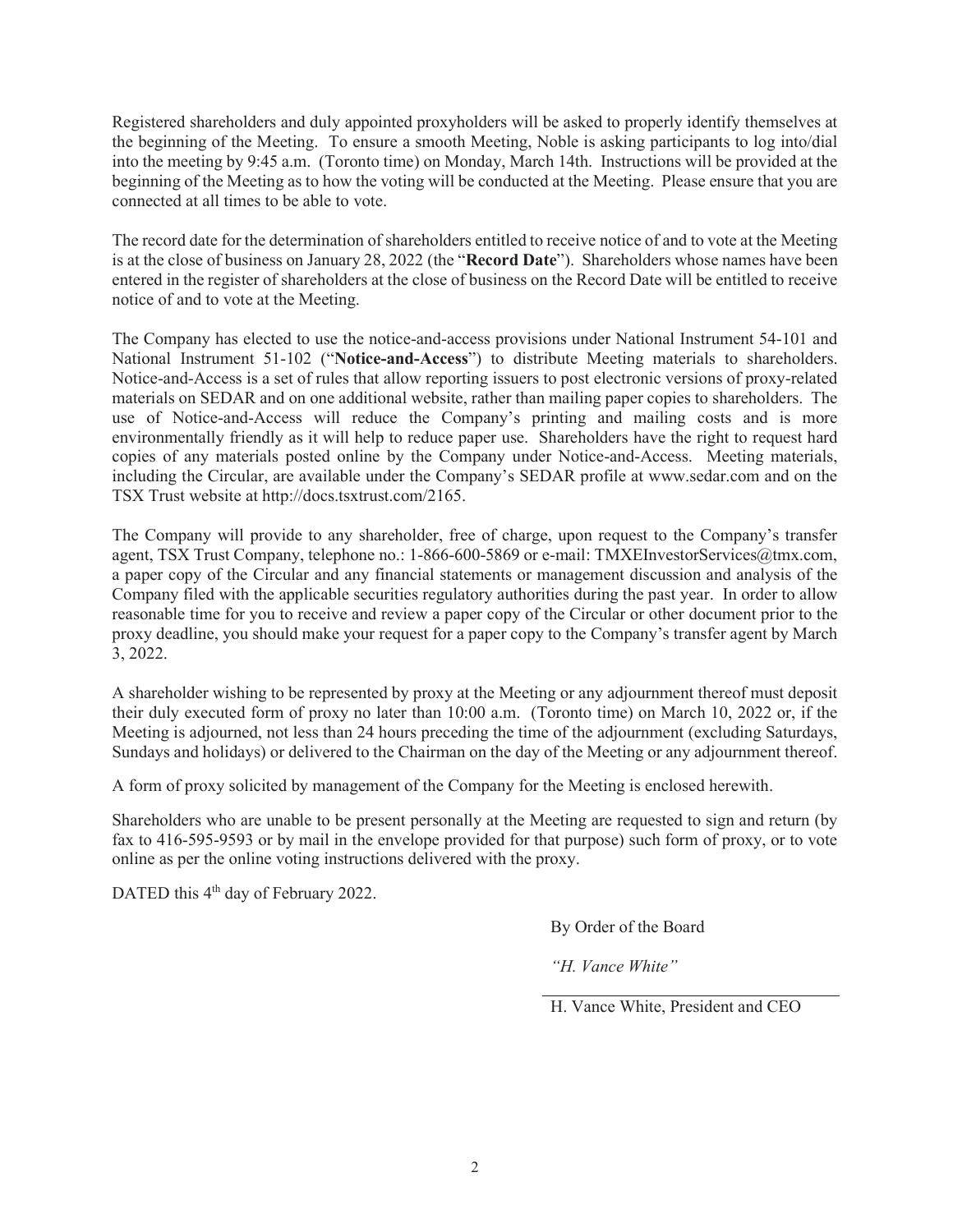Registered shareholders and duly appointed proxyholders will be asked to properly identify themselves at the beginning of the Meeting. To ensure a smooth Meeting, Noble is asking participants to log into/dial into the meeting by 9:45 a.m. (Toronto time) on Monday, March 14th. Instructions will be provided at the beginning of the Meeting as to how the voting will be conducted at the Meeting. Please ensure that you are connected at all times to be able to vote.

The record date for the determination of shareholders entitled to receive notice of and to vote at the Meeting is at the close of business on January 28, 2022 (the "**Record Date**"). Shareholders whose names have been entered in the register of shareholders at the close of business on the Record Date will be entitled to receive notice of and to vote at the Meeting.

The Company has elected to use the notice-and-access provisions under National Instrument 54-101 and National Instrument 51-102 ("**Notice-and-Access**") to distribute Meeting materials to shareholders. Notice-and-Access is a set of rules that allow reporting issuers to post electronic versions of proxy-related materials on SEDAR and on one additional website, rather than mailing paper copies to shareholders. The use of Notice-and-Access will reduce the Company's printing and mailing costs and is more environmentally friendly as it will help to reduce paper use. Shareholders have the right to request hard copies of any materials posted online by the Company under Notice-and-Access. Meeting materials, including the Circular, are available under the Company's SEDAR profile at www.sedar.com and on the TSX Trust website at http://docs.tsxtrust.com/2165.

The Company will provide to any shareholder, free of charge, upon request to the Company's transfer agent, TSX Trust Company, telephone no.: 1-866-600-5869 or e-mail: TMXEInvestorServices@tmx.com, a paper copy of the Circular and any financial statements or management discussion and analysis of the Company filed with the applicable securities regulatory authorities during the past year. In order to allow reasonable time for you to receive and review a paper copy of the Circular or other document prior to the proxy deadline, you should make your request for a paper copy to the Company's transfer agent by March 3, 2022.

A shareholder wishing to be represented by proxy at the Meeting or any adjournment thereof must deposit their duly executed form of proxy no later than 10:00 a.m. (Toronto time) on March 10, 2022 or, if the Meeting is adjourned, not less than 24 hours preceding the time of the adjournment (excluding Saturdays, Sundays and holidays) or delivered to the Chairman on the day of the Meeting or any adjournment thereof.

A form of proxy solicited by management of the Company for the Meeting is enclosed herewith.

Shareholders who are unable to be present personally at the Meeting are requested to sign and return (by fax to 416-595-9593 or by mail in the envelope provided for that purpose) such form of proxy, or to vote online as per the online voting instructions delivered with the proxy.

DATED this 4th day of February 2022.

By Order of the Board

*"H. Vance White"*

H. Vance White, President and CEO